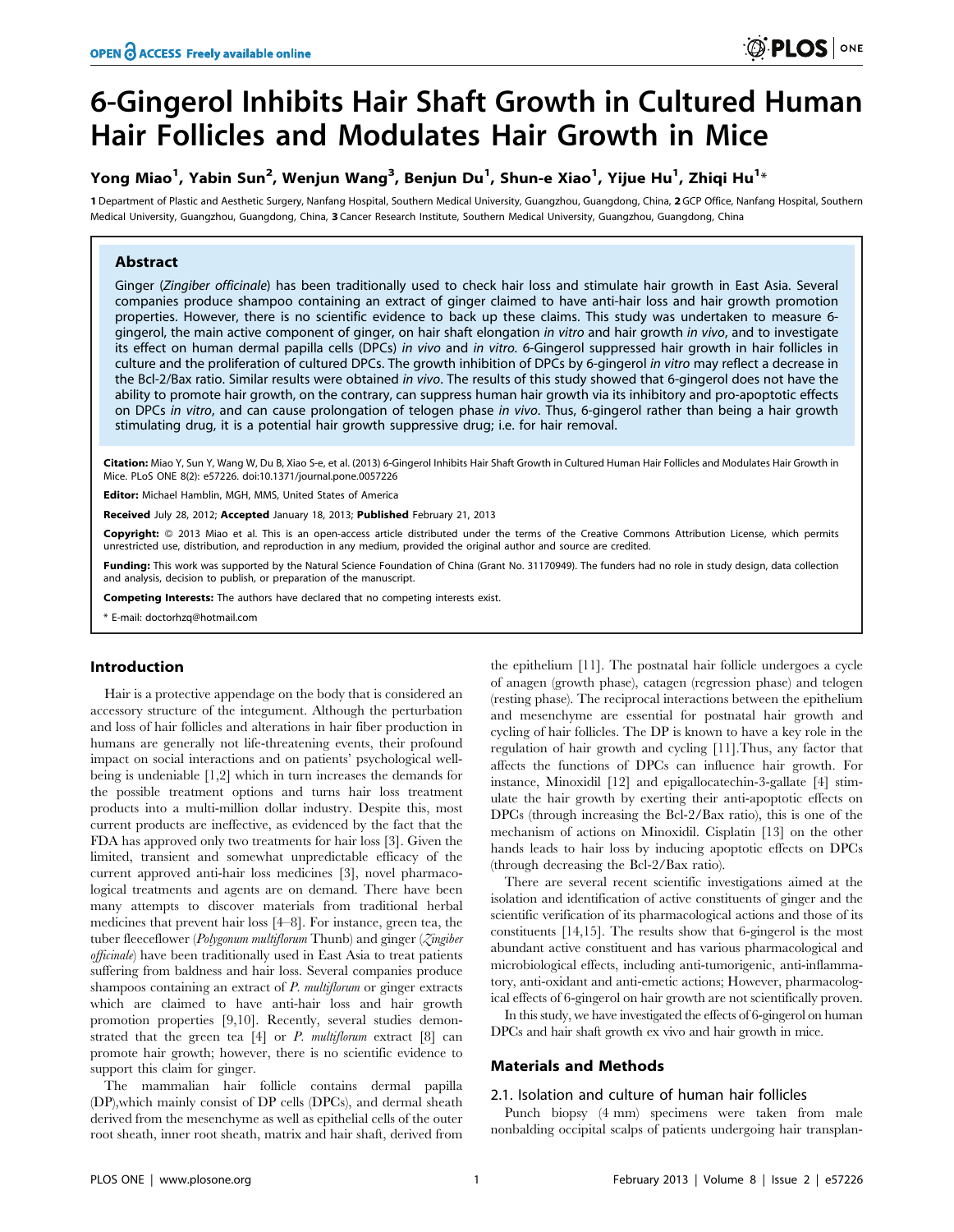# 6-Gingerol Inhibits Hair Shaft Growth in Cultured Human Hair Follicles and Modulates Hair Growth in Mice

**Yong Miao[1], Yabin Sun[2], Wenjun Wang[3], Benjun Du[1], Shun-e Xiao[1], Yijue Hu[1], Zhiqi Hu[1]***

1 Department of Plastic and Aesthetic Surgery, Nanfang Hospital, Southern Medical University, Guangzhou, Guangdong, China, 2 GCP Office, Nanfang Hospital, Southern Medical University, Guangzhou, Guangdong, China, 3 Cancer Research Institute, Southern Medical University, Guangzhou, Guangdong, China

## Abstract

Ginger (*Zingiber officinale*) has been traditionally used to check hair loss and stimulate hair growth in East Asia. Several companies produce shampoo containing an extract of ginger claimed to have anti-hair loss and hair growth promotion properties. However, there is no scientific evidence to back up these claims. This study was undertaken to measure 6-gingerol, the main active component of ginger, on hair shaft elongation *in vitro* and hair growth *in vivo*, and to investigate its effect on human dermal papilla cells (DPCs) *in vivo* and *in vitro*. 6-Gingerol suppressed hair growth in hair follicles in culture and the proliferation of cultured DPCs. The growth inhibition of DPCs by 6-gingerol *in vitro* may reflect a decrease in the Bcl-2/Bax ratio. Similar results were obtained *in vivo*. The results of this study showed that 6-gingerol does not have the ability to promote hair growth, on the contrary, can suppress human hair growth via its inhibitory and pro-apoptotic effects on DPCs *in vitro*, and can cause prolongation of telogen phase *in vivo*. Thus, 6-gingerol rather than being a hair growth stimulating drug, it is a potential hair growth suppressive drug; i.e. for hair removal.

**Citation:** Miao Y, Sun Y, Wang W, Du B, Xiao S-e, et al. (2013) 6-Gingerol Inhibits Hair Shaft Growth in Cultured Human Hair Follicles and Modulates Hair Growth in Mice. PLoS ONE 8(2): e57226. doi:10.1371/journal.pone.0057226

**Editor:** Michael Hamblin, MGH, MMS, United States of America

**Received** July 28, 2012; **Accepted** January 18, 2013; **Published** February 21, 2013

**Copyright:** © 2013 Miao et al. This is an open-access article distributed under the terms of the Creative Commons Attribution License, which permits unrestricted use, distribution, and reproduction in any medium, provided the original author and source are credited.

**Funding:** This work was supported by the Natural Science Foundation of China (Grant No. 31170949). The funders had no role in study design, data collection and analysis, decision to publish, or preparation of the manuscript.

**Competing Interests:** The authors have declared that no competing interests exist.

\* E-mail: doctorhzq@hotmail.com

## Introduction

Hair is a protective appendage on the body that is considered an accessory structure of the integument. Although the perturbation and loss of hair follicles and alterations in hair fiber production in humans are generally not life-threatening events, their profound impact on social interactions and on patients' psychological well-being is undeniable [1,2] which in turn increases the demands for the possible treatment options and turns hair loss treatment products into a multi-million dollar industry. Despite this, most current products are ineffective, as evidenced by the fact that the FDA has approved only two treatments for hair loss [3]. Given the limited, transient and somewhat unpredictable efficacy of the current approved anti-hair loss medicines [3], novel pharmacological treatments and agents are on demand. There have been many attempts to discover materials from traditional herbal medicines that prevent hair loss [4–8]. For instance, green tea, the tuber fleeceflower (*Polygonum multiflorum* Thunb) and ginger (*Zingiber officinale*) have been traditionally used in East Asia to treat patients suffering from baldness and hair loss. Several companies produce shampoos containing an extract of *P. multiflorum* or ginger extracts which are claimed to have anti-hair loss and hair growth promotion properties [9,10]. Recently, several studies demonstrated that the green tea [4] or *P. multiflorum* extract [8] can promote hair growth; however, there is no scientific evidence to support this claim for ginger.

The mammalian hair follicle contains dermal papilla (DP),which mainly consist of DP cells (DPCs), and dermal sheath derived from the mesenchyme as well as epithelial cells of the outer root sheath, inner root sheath, matrix and hair shaft, derived from the epithelium [11]. The postnatal hair follicle undergoes a cycle of anagen (growth phase), catagen (regression phase) and telogen (resting phase). The reciprocal interactions between the epithelium and mesenchyme are essential for postnatal hair growth and cycling of hair follicles. The DP is known to have a key role in the regulation of hair growth and cycling [11].Thus, any factor that affects the functions of DPCs can influence hair growth. For instance, Minoxidil [12] and epigallocatechin-3-gallate [4] stimulate the hair growth by exerting their anti-apoptotic effects on DPCs (through increasing the Bcl-2/Bax ratio), this is one of the mechanism of actions on Minoxidil. Cisplatin [13] on the other hands leads to hair loss by inducing apoptotic effects on DPCs (through decreasing the Bcl-2/Bax ratio).

There are several recent scientific investigations aimed at the isolation and identification of active constituents of ginger and the scientific verification of its pharmacological actions and those of its constituents [14,15]. The results show that 6-gingerol is the most abundant active constituent and has various pharmacological and microbiological effects, including anti-tumorigenic, anti-inflammatory, anti-oxidant and anti-emetic actions; However, pharmacological effects of 6-gingerol on hair growth are not scientifically proven.

In this study, we have investigated the effects of 6-gingerol on human DPCs and hair shaft growth ex vivo and hair growth in mice.

## Materials and Methods

### 2.1. Isolation and culture of human hair follicles

Punch biopsy (4 mm) specimens were taken from male nonbalding occipital scalps of patients undergoing hair transplan-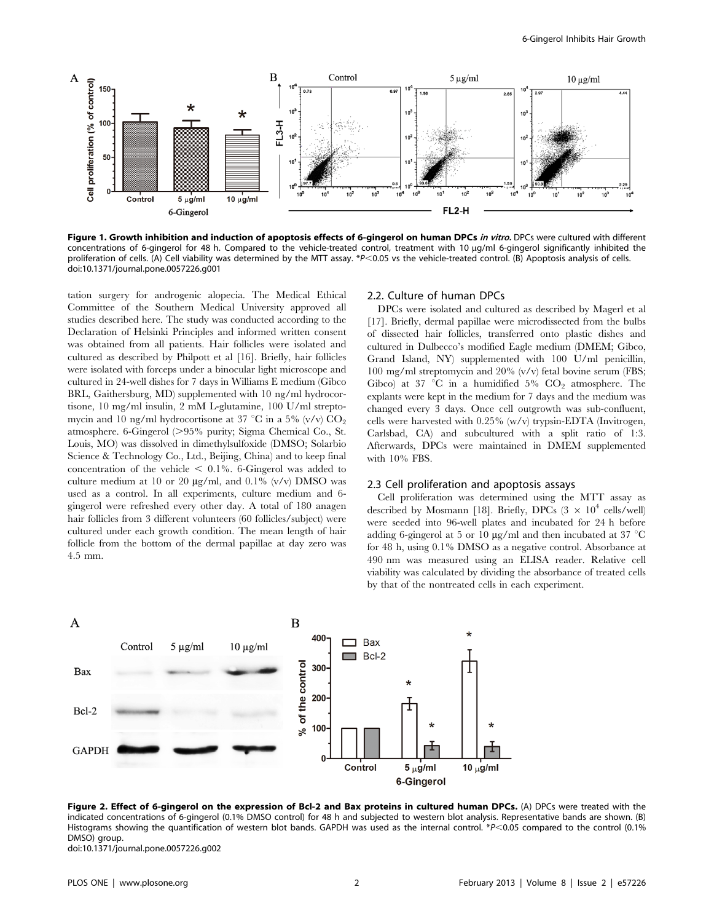**Figure 1. Growth inhibition and induction of apoptosis effects of 6-gingerol on human DPCs *in vitro*.** DPCs were cultured with different concentrations of 6-gingerol for 48 h. Compared to the vehicle-treated control, treatment with 10 μg/ml 6-gingerol significantly inhibited the proliferation of cells. (A) Cell viability was determined by the MTT assay. *P<0.05 vs the vehicle-treated control. (B) Apoptosis analysis of cells.
doi:10.1371/journal.pone.0057226.g001

tation surgery for androgenic alopecia. The Medical Ethical Committee of the Southern Medical University approved all studies described here. The study was conducted according to the Declaration of Helsinki Principles and informed written consent was obtained from all patients. Hair follicles were isolated and cultured as described by Philpott et al [16]. Briefly, hair follicles were isolated with forceps under a binocular light microscope and cultured in 24-well dishes for 7 days in Williams E medium (Gibco BRL, Gaithersburg, MD) supplemented with 10 ng/ml hydrocortisone, 10 mg/ml insulin, 2 mM L-glutamine, 100 U/ml streptomycin and 10 ng/ml hydrocortisone at 37 °C in a 5% (v/v) $CO_2$ atmosphere. 6-Gingerol (>95% purity; Sigma Chemical Co., St. Louis, MO) was dissolved in dimethylsulfoxide (DMSO; Solarbio Science & Technology Co., Ltd., Beijing, China) and to keep final concentration of the vehicle < 0.1%. 6-Gingerol was added to culture medium at 10 or 20 μg/ml, and 0.1% (v/v) DMSO was used as a control. In all experiments, culture medium and 6-gingerol were refreshed every other day. A total of 180 anagen hair follicles from 3 different volunteers (60 follicles/subject) were cultured under each growth condition. The mean length of hair follicle from the bottom of the dermal papillae at day zero was 4.5 mm.

## 2.2. Culture of human DPCs

DPCs were isolated and cultured as described by Magerl et al [17]. Briefly, dermal papillae were microdissected from the bulbs of dissected hair follicles, transferred onto plastic dishes and cultured in Dulbecco's modified Eagle medium (DMEM; Gibco, Grand Island, NY) supplemented with 100 U/ml penicillin, 100 mg/ml streptomycin and 20% (v/v) fetal bovine serum (FBS; Gibco) at 37 °C in a humidified 5% $CO_2$ atmosphere. The explants were kept in the medium for 7 days and the medium was changed every 3 days. Once cell outgrowth was sub-confluent, cells were harvested with 0.25% (w/v) trypsin-EDTA (Invitrogen, Carlsbad, CA) and subcultured with a split ratio of 1:3. Afterwards, DPCs were maintained in DMEM supplemented with 10% FBS.

## 2.3 Cell proliferation and apoptosis assays

Cell proliferation was determined using the MTT assay as described by Mosmann [18]. Briefly, DPCs ($3 \times 10^4$ cells/well) were seeded into 96-well plates and incubated for 24 h before adding 6-gingerol at 5 or 10 μg/ml and then incubated at 37 °C for 48 h, using 0.1% DMSO as a negative control. Absorbance at 490 nm was measured using an ELISA reader. Relative cell viability was calculated by dividing the absorbance of treated cells by that of the nontreated cells in each experiment.

**Figure 2. Effect of 6-gingerol on the expression of Bcl-2 and Bax proteins in cultured human DPCs.** (A) DPCs were treated with the indicated concentrations of 6-gingerol (0.1% DMSO control) for 48 h and subjected to western blot analysis. Representative bands are shown. (B) Histograms showing the quantification of western blot bands. GAPDH was used as the internal control. *P<0.05 compared to the control (0.1% DMSO) group.
doi:10.1371/journal.pone.0057226.g002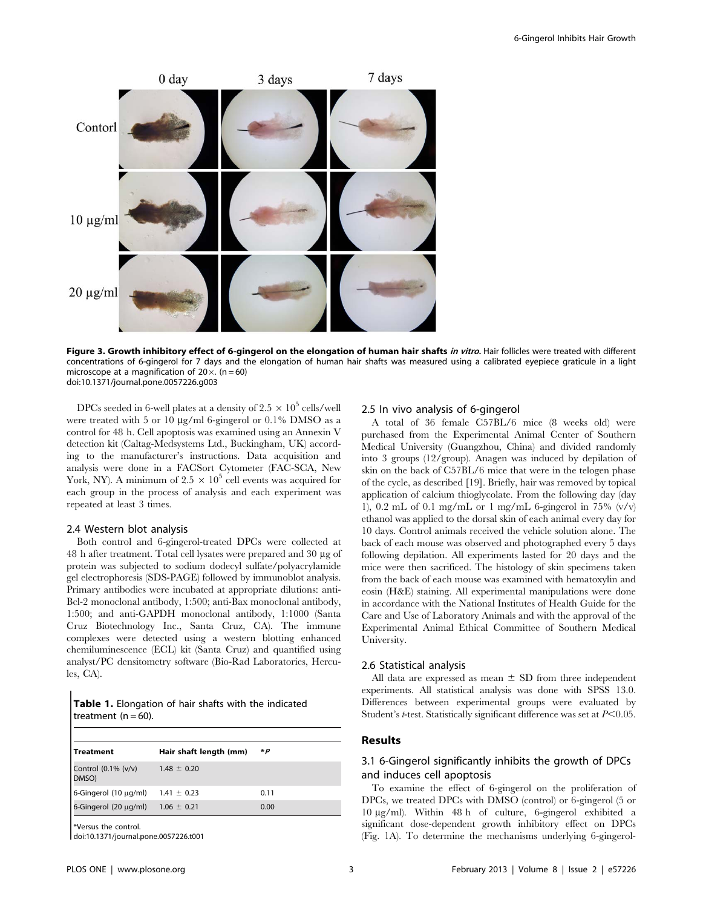**Figure 3. Growth inhibitory effect of 6-gingerol on the elongation of human hair shafts *in vitro*.** Hair follicles were treated with different concentrations of 6-gingerol for 7 days and the elongation of human hair shafts was measured using a calibrated eyepiece graticule in a light microscope at a magnification of 20×. (n = 60)
doi:10.1371/journal.pone.0057226.g003

DPCs seeded in 6-well plates at a density of $2.5 \times 10^5$ cells/well were treated with 5 or 10 μg/ml 6-gingerol or 0.1% DMSO as a control for 48 h. Cell apoptosis was examined using an Annexin V detection kit (Caltag-Medsystems Ltd., Buckingham, UK) according to the manufacturer's instructions. Data acquisition and analysis were done in a FACSort Cytometer (FAC-SCA, New York, NY). A minimum of $2.5 \times 10^5$ cell events was acquired for each group in the process of analysis and each experiment was repeated at least 3 times.

### 2.4 Western blot analysis

Both control and 6-gingerol-treated DPCs were collected at 48 h after treatment. Total cell lysates were prepared and 30 μg of protein was subjected to sodium dodecyl sulfate/polyacrylamide gel electrophoresis (SDS-PAGE) followed by immunoblot analysis. Primary antibodies were incubated at appropriate dilutions: anti-Bcl-2 monoclonal antibody, 1:500; anti-Bax monoclonal antibody, 1:500; and anti-GAPDH monoclonal antibody, 1:1000 (Santa Cruz Biotechnology Inc., Santa Cruz, CA). The immune complexes were detected using a western blotting enhanced chemiluminescence (ECL) kit (Santa Cruz) and quantified using analyst/PC densitometry software (Bio-Rad Laboratories, Hercules, CA).

**Table 1.** Elongation of hair shafts with the indicated treatment (n = 60).

| Treatment | Hair shaft length (mm) | *P |
|---|---|---|
| Control (0.1% (v/v) DMSO) | 1.48 ± 0.20 | |
| 6-Gingerol (10 μg/ml) | 1.41 ± 0.23 | 0.11 |
| 6-Gingerol (20 μg/ml) | 1.06 ± 0.21 | 0.00 |

*Versus the control.
doi:10.1371/journal.pone.0057226.t001

### 2.5 In vivo analysis of 6-gingerol

A total of 36 female C57BL/6 mice (8 weeks old) were purchased from the Experimental Animal Center of Southern Medical University (Guangzhou, China) and divided randomly into 3 groups (12/group). Anagen was induced by depilation of skin on the back of C57BL/6 mice that were in the telogen phase of the cycle, as described [19]. Briefly, hair was removed by topical application of calcium thioglycolate. From the following day (day 1), 0.2 mL of 0.1 mg/mL or 1 mg/mL 6-gingerol in 75% (v/v) ethanol was applied to the dorsal skin of each animal every day for 10 days. Control animals received the vehicle solution alone. The back of each mouse was observed and photographed every 5 days following depilation. All experiments lasted for 20 days and the mice were then sacrificed. The histology of skin specimens taken from the back of each mouse was examined with hematoxylin and eosin (H&E) staining. All experimental manipulations were done in accordance with the National Institutes of Health Guide for the Care and Use of Laboratory Animals and with the approval of the Experimental Animal Ethical Committee of Southern Medical University.

### 2.6 Statistical analysis

All data are expressed as mean ± SD from three independent experiments. All statistical analysis was done with SPSS 13.0. Differences between experimental groups were evaluated by Student's *t*-test. Statistically significant difference was set at $P<0.05$.

## Results

### 3.1 6-Gingerol significantly inhibits the growth of DPCs and induces cell apoptosis

To examine the effect of 6-gingerol on the proliferation of DPCs, we treated DPCs with DMSO (control) or 6-gingerol (5 or 10 μg/ml). Within 48 h of culture, 6-gingerol exhibited a significant dose-dependent growth inhibitory effect on DPCs (Fig. 1A). To determine the mechanisms underlying 6-gingerol-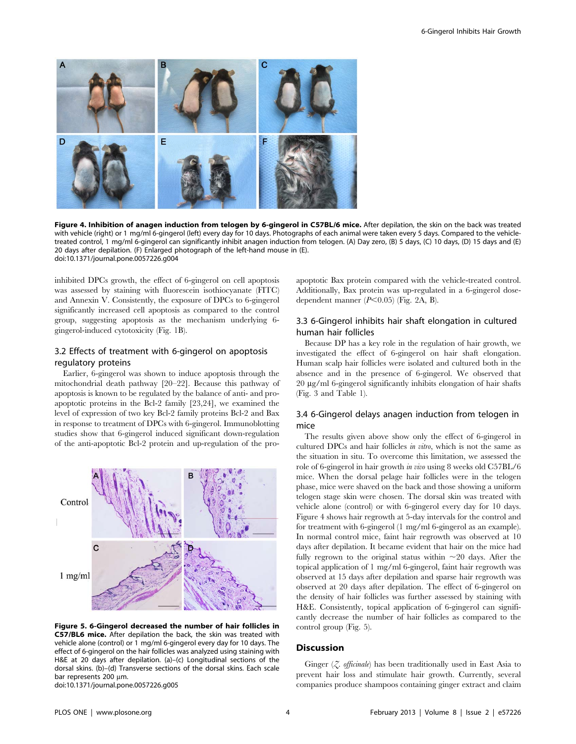**Figure 4. Inhibition of anagen induction from telogen by 6-gingerol in C57BL/6 mice.** After depilation, the skin on the back was treated with vehicle (right) or 1 mg/ml 6-gingerol (left) every day for 10 days. Photographs of each animal were taken every 5 days. Compared to the vehicle-treated control, 1 mg/ml 6-gingerol can significantly inhibit anagen induction from telogen. (A) Day zero, (B) 5 days, (C) 10 days, (D) 15 days and (E) 20 days after depilation. (F) Enlarged photograph of the left-hand mouse in (E).
doi:10.1371/journal.pone.0057226.g004

inhibited DPCs growth, the effect of 6-gingerol on cell apoptosis was assessed by staining with fluorescein isothiocyanate (FITC) and Annexin V. Consistently, the exposure of DPCs to 6-gingerol significantly increased cell apoptosis as compared to the control group, suggesting apoptosis as the mechanism underlying 6-gingerol-induced cytotoxicity (Fig. 1B).

## 3.2 Effects of treatment with 6-gingerol on apoptosis regulatory proteins

Earlier, 6-gingerol was shown to induce apoptosis through the mitochondrial death pathway [20–22]. Because this pathway of apoptosis is known to be regulated by the balance of anti- and pro-apoptotic proteins in the Bcl-2 family [23,24], we examined the level of expression of two key Bcl-2 family proteins Bcl-2 and Bax in response to treatment of DPCs with 6-gingerol. Immunoblotting studies show that 6-gingerol induced significant down-regulation of the anti-apoptotic Bcl-2 protein and up-regulation of the pro-apoptotic Bax protein compared with the vehicle-treated control. Additionally, Bax protein was up-regulated in a 6-gingerol dose-dependent manner ($P<0.05$) (Fig. 2A, B).

**Figure 5. 6-Gingerol decreased the number of hair follicles in C57/BL6 mice.** After depilation the back, the skin was treated with vehicle alone (control) or 1 mg/ml 6-gingerol every day for 10 days. The effect of 6-gingerol on the hair follicles was analyzed using staining with H&E at 20 days after depilation. (a)–(c) Longitudinal sections of the dorsal skins. (b)–(d) Transverse sections of the dorsal skins. Each scale bar represents 200 µm.
doi:10.1371/journal.pone.0057226.g005

## 3.3 6-Gingerol inhibits hair shaft elongation in cultured human hair follicles

Because DP has a key role in the regulation of hair growth, we investigated the effect of 6-gingerol on hair shaft elongation. Human scalp hair follicles were isolated and cultured both in the absence and in the presence of 6-gingerol. We observed that 20 µg/ml 6-gingerol significantly inhibits elongation of hair shafts (Fig. 3 and Table 1).

## 3.4 6-Gingerol delays anagen induction from telogen in mice

The results given above show only the effect of 6-gingerol in cultured DPCs and hair follicles *in vitro*, which is not the same as the situation in situ. To overcome this limitation, we assessed the role of 6-gingerol in hair growth *in vivo* using 8 weeks old C57BL/6 mice. When the dorsal pelage hair follicles were in the telogen phase, mice were shaved on the back and those showing a uniform telogen stage skin were chosen. The dorsal skin was treated with vehicle alone (control) or with 6-gingerol every day for 10 days. Figure 4 shows hair regrowth at 5-day intervals for the control and for treatment with 6-gingerol (1 mg/ml 6-gingerol as an example). In normal control mice, faint hair regrowth was observed at 10 days after depilation. It became evident that hair on the mice had fully regrown to the original status within ~20 days. After the topical application of 1 mg/ml 6-gingerol, faint hair regrowth was observed at 15 days after depilation and sparse hair regrowth was observed at 20 days after depilation. The effect of 6-gingerol on the density of hair follicles was further assessed by staining with H&E. Consistently, topical application of 6-gingerol can significantly decrease the number of hair follicles as compared to the control group (Fig. 5).

## Discussion

Ginger (*Z. officinale*) has been traditionally used in East Asia to prevent hair loss and stimulate hair growth. Currently, several companies produce shampoos containing ginger extract and claim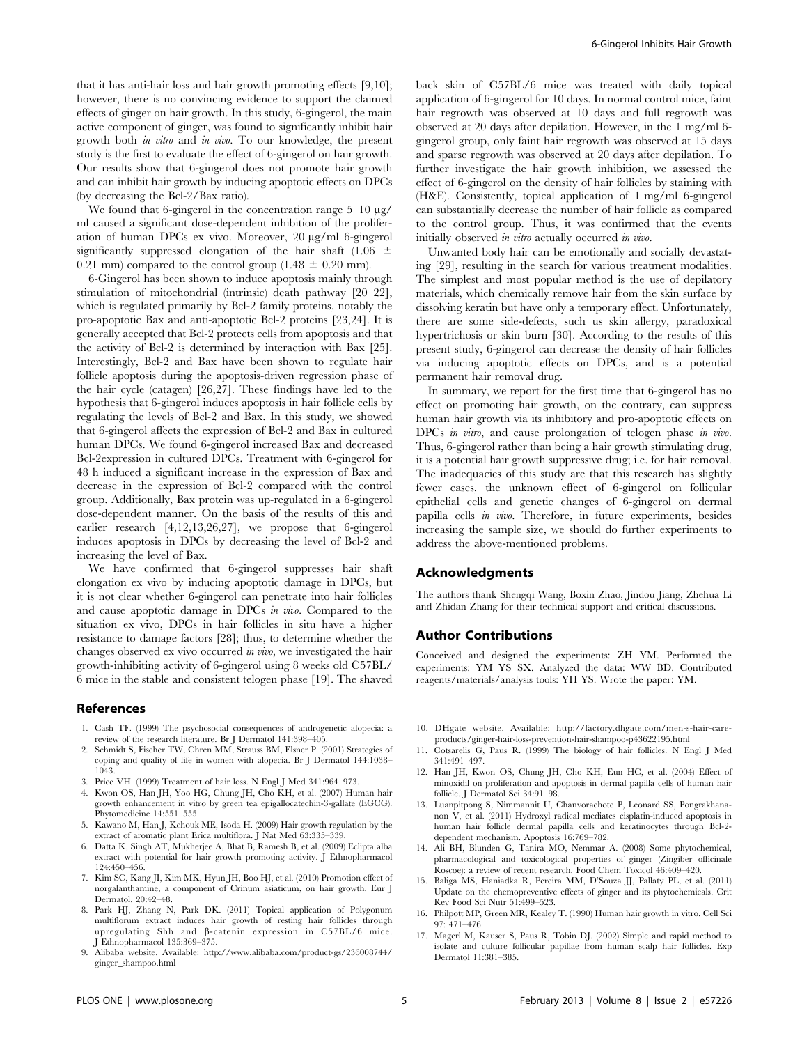that it has anti-hair loss and hair growth promoting effects [9,10]; however, there is no convincing evidence to support the claimed effects of ginger on hair growth. In this study, 6-gingerol, the main active component of ginger, was found to significantly inhibit hair growth both *in vitro* and *in vivo*. To our knowledge, the present study is the first to evaluate the effect of 6-gingerol on hair growth. Our results show that 6-gingerol does not promote hair growth and can inhibit hair growth by inducing apoptotic effects on DPCs (by decreasing the Bcl-2/Bax ratio).

We found that 6-gingerol in the concentration range 5–10 μg/ml caused a significant dose-dependent inhibition of the proliferation of human DPCs ex vivo. Moreover, 20 μg/ml 6-gingerol significantly suppressed elongation of the hair shaft ($1.06 \pm 0.21$ mm) compared to the control group ($1.48 \pm 0.20$ mm).

6-Gingerol has been shown to induce apoptosis mainly through stimulation of mitochondrial (intrinsic) death pathway [20–22], which is regulated primarily by Bcl-2 family proteins, notably the pro-apoptotic Bax and anti-apoptotic Bcl-2 proteins [23,24]. It is generally accepted that Bcl-2 protects cells from apoptosis and that the activity of Bcl-2 is determined by interaction with Bax [25]. Interestingly, Bcl-2 and Bax have been shown to regulate hair follicle apoptosis during the apoptosis-driven regression phase of the hair cycle (catagen) [26,27]. These findings have led to the hypothesis that 6-gingerol induces apoptosis in hair follicle cells by regulating the levels of Bcl-2 and Bax. In this study, we showed that 6-gingerol affects the expression of Bcl-2 and Bax in cultured human DPCs. We found 6-gingerol increased Bax and decreased Bcl-2expression in cultured DPCs. Treatment with 6-gingerol for 48 h induced a significant increase in the expression of Bax and decrease in the expression of Bcl-2 compared with the control group. Additionally, Bax protein was up-regulated in a 6-gingerol dose-dependent manner. On the basis of the results of this and earlier research [4,12,13,26,27], we propose that 6-gingerol induces apoptosis in DPCs by decreasing the level of Bcl-2 and increasing the level of Bax.

We have confirmed that 6-gingerol suppresses hair shaft elongation ex vivo by inducing apoptotic damage in DPCs, but it is not clear whether 6-gingerol can penetrate into hair follicles and cause apoptotic damage in DPCs *in vivo*. Compared to the situation ex vivo, DPCs in hair follicles in situ have a higher resistance to damage factors [28]; thus, to determine whether the changes observed ex vivo occurred *in vivo*, we investigated the hair growth-inhibiting activity of 6-gingerol using 8 weeks old C57BL/6 mice in the stable and consistent telogen phase [19]. The shaved back skin of C57BL/6 mice was treated with daily topical application of 6-gingerol for 10 days. In normal control mice, faint hair regrowth was observed at 10 days and full regrowth was observed at 20 days after depilation. However, in the 1 mg/ml 6-gingerol group, only faint hair regrowth was observed at 15 days and sparse regrowth was observed at 20 days after depilation. To further investigate the hair growth inhibition, we assessed the effect of 6-gingerol on the density of hair follicles by staining with (H&E). Consistently, topical application of 1 mg/ml 6-gingerol can substantially decrease the number of hair follicle as compared to the control group. Thus, it was confirmed that the events initially observed *in vitro* actually occurred *in vivo*.

Unwanted body hair can be emotionally and socially devastating [29], resulting in the search for various treatment modalities. The simplest and most popular method is the use of depilatory materials, which chemically remove hair from the skin surface by dissolving keratin but have only a temporary effect. Unfortunately, there are some side-defects, such us skin allergy, paradoxical hypertrichosis or skin burn [30]. According to the results of this present study, 6-gingerol can decrease the density of hair follicles via inducing apoptotic effects on DPCs, and is a potential permanent hair removal drug.

In summary, we report for the first time that 6-gingerol has no effect on promoting hair growth, on the contrary, can suppress human hair growth via its inhibitory and pro-apoptotic effects on DPCs *in vitro*, and cause prolongation of telogen phase *in vivo*. Thus, 6-gingerol rather than being a hair growth stimulating drug, it is a potential hair growth suppressive drug; i.e. for hair removal. The inadequacies of this study are that this research has slightly fewer cases, the unknown effect of 6-gingerol on follicular epithelial cells and genetic changes of 6-gingerol on dermal papilla cells *in vivo*. Therefore, in future experiments, besides increasing the sample size, we should do further experiments to address the above-mentioned problems.

## Acknowledgments

The authors thank Shengqi Wang, Boxin Zhao, Jindou Jiang, Zhehua Li and Zhidan Zhang for their technical support and critical discussions.

## Author Contributions

Conceived and designed the experiments: ZH YM. Performed the experiments: YM YS SX. Analyzed the data: WW BD. Contributed reagents/materials/analysis tools: YH YS. Wrote the paper: YM.

## References

1. Cash TF. (1999) The psychosocial consequences of androgenetic alopecia: a review of the research literature. Br J Dermatol 141:398–405.
2. Schmidt S, Fischer TW, Chren MM, Strauss BM, Elsner P. (2001) Strategies of coping and quality of life in women with alopecia. Br J Dermatol 144:1038–1043.
3. Price VH. (1999) Treatment of hair loss. N Engl J Med 341:964–973.
4. Kwon OS, Han JH, Yoo HG, Chung JH, Cho KH, et al. (2007) Human hair growth enhancement in vitro by green tea epigallocatechin-3-gallate (EGCG). Phytomedicine 14:551–555.
5. Kawano M, Han J, Kchouk ME, Isoda H. (2009) Hair growth regulation by the extract of aromatic plant Erica multiflora. J Nat Med 63:335–339.
6. Datta K, Singh AT, Mukherjee A, Bhat B, Ramesh B, et al. (2009) Eclipta alba extract with potential for hair growth promoting activity. J Ethnopharmacol 124:450–456.
7. Kim SC, Kang JI, Kim MK, Hyun JH, Boo HJ, et al. (2010) Promotion effect of norgalanthamine, a component of Crinum asiaticum, on hair growth. Eur J Dermatol. 20:42–48.
8. Park HJ, Zhang N, Park DK. (2011) Topical application of Polygonum multiflorum extract induces hair growth of resting hair follicles through upregulating Shh and β-catenin expression in C57BL/6 mice. J Ethnopharmacol 135:369–375.
9. Alibaba website. Available: http://www.alibaba.com/product-gs/236008744/ginger_shampoo.html
10. DHgate website. Available: http://factory.dhgate.com/men-s-hair-care-products/ginger-hair-loss-prevention-hair-shampoo-p43622195.html
11. Cotsarelis G, Paus R. (1999) The biology of hair follicles. N Engl J Med 341:491–497.
12. Han JH, Kwon OS, Chung JH, Cho KH, Eun HC, et al. (2004) Effect of minoxidil on proliferation and apoptosis in dermal papilla cells of human hair follicle. J Dermatol Sci 34:91–98.
13. Luanpitpong S, Nimmannit U, Chanvorachote P, Leonard SS, Pongrakhananon V, et al. (2011) Hydroxyl radical mediates cisplatin-induced apoptosis in human hair follicle dermal papilla cells and keratinocytes through Bcl-2-dependent mechanism. Apoptosis 16:769–782.
14. Ali BH, Blunden G, Tanira MO, Nemmar A. (2008) Some phytochemical, pharmacological and toxicological properties of ginger (Zingiber officinale Roscoe): a review of recent research. Food Chem Toxicol 46:409–420.
15. Baliga MS, Haniadka R, Pereira MM, D'Souza JJ, Pallaty PL, et al. (2011) Update on the chemopreventive effects of ginger and its phytochemicals. Crit Rev Food Sci Nutr 51:499–523.
16. Philpott MP, Green MR, Kealey T. (1990) Human hair growth in vitro. Cell Sci 97: 471–476.
17. Magerl M, Kauser S, Paus R, Tobin DJ. (2002) Simple and rapid method to isolate and culture follicular papillae from human scalp hair follicles. Exp Dermatol 11:381–385.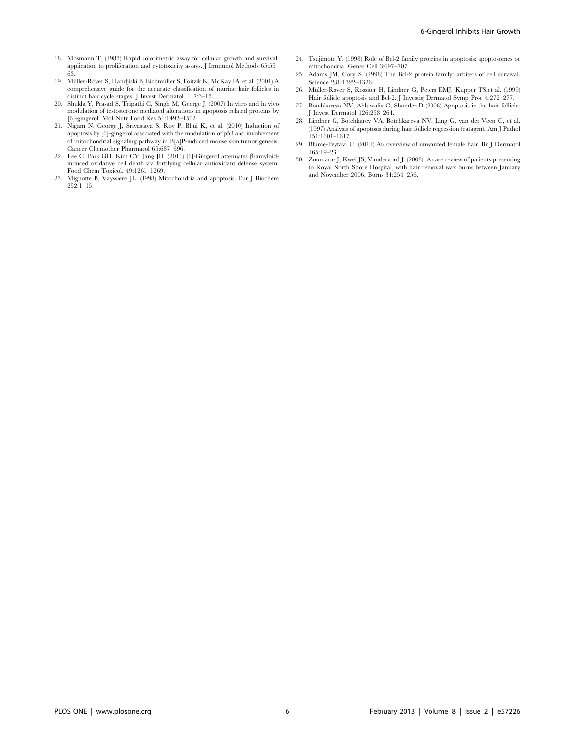18. Mosmann T, (1983) Rapid colorimetric assay for cellular growth and survival: application to proliferation and cytotoxicity assays. J Immunol Methods 65:55–63.
19. Müller-Röver S, Handjiski B, Eichmüller S, Foitzik K, McKay IA, et al. (2001) A comprehensive guide for the accurate classification of murine hair follicles in distinct hair cycle stages. J Invest Dermatol. 117:3–15.
20. Shukla Y, Prasad S, Tripathi C, Singh M, George J. (2007) In vitro and in vivo modulation of testosterone mediated alterations in apoptosis related proteins by [6]-gingerol. Mol Nutr Food Res 51:1492–1502.
21. Nigam N, George J, Srivastava S, Roy P, Bhui K, et al. (2010) Induction of apoptosis by [6]-gingerol associated with the modulation of p53 and involvement of mitochondrial signaling pathway in B[a]P-induced mouse skin tumorigenesis. Cancer Chemother Pharmacol 65:687–696.
22. Lee C, Park GH, Kim CY, Jang JH. (2011) [6]-Gingerol attenuates β-amyloid-induced oxidative cell death via fortifying cellular antioxidant defense system. Food Chem Toxicol. 49:1261–1269.
23. Mignotte B, Vayssiere JL. (1998) Mitochondria and apoptosis. Eur J Biochem 252:1–15.
24. Tsujimoto Y. (1998) Role of Bcl-2 family proteins in apoptosis: apoptosomes or mitochondria. Genes Cell 3:697–707.
25. Adams JM, Cory S. (1998) The Bcl-2 protein family: arbiters of cell survival. Science 281:1322–1326.
26. Muller-Rover S, Rossiter H, Lindner G, Peters EMJ, Kupper TS,et al. (1999) Hair follicle apoptosis and Bcl-2. J Investig Dermatol Symp Proc 4:272–277.
27. Botchkareva NV, Ahluwalia G, Shander D (2006) Apoptosis in the hair follicle. J Invest Dermatol 126:258–264.
28. Lindner G, Botchkarev VA, Botchkareva NV, Ling G, van der Veen C, et al. (1997) Analysis of apoptosis during hair follicle regression (catagen). Am J Pathol 151:1601–1617.
29. Blume-Peytavi U. (2011) An overview of unwanted female hair. Br J Dermatol 165:19–23.
30. Zoumaras J, Kwei JS, Vandervord J. (2008). A case review of patients presenting to Royal North Shore Hospital, with hair removal wax burns between January and November 2006. Burns 34:254–256.